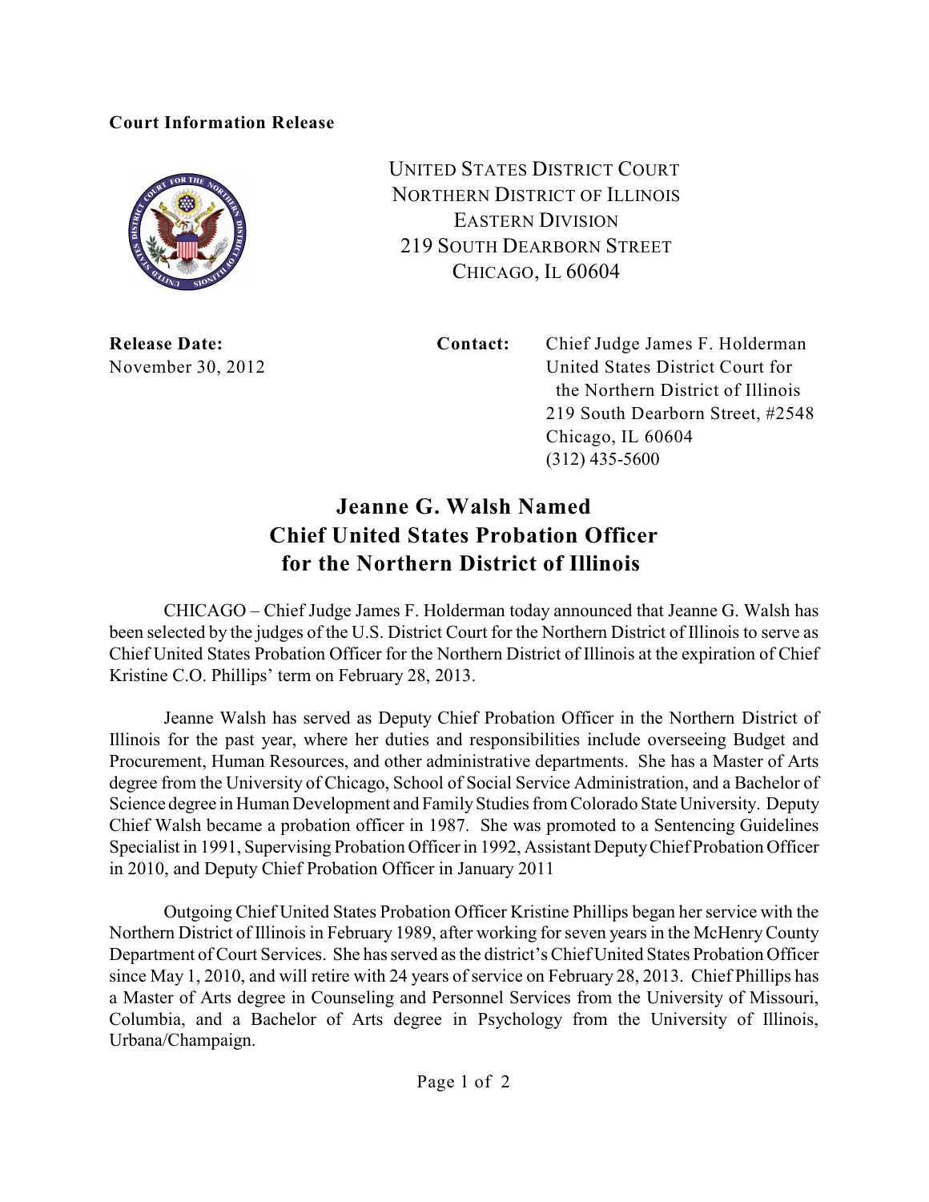**Court Information Release**

UNITED STATES DISTRICT COURT
NORTHERN DISTRICT OF ILLINOIS
EASTERN DIVISION
219 SOUTH DEARBORN STREET
CHICAGO, IL 60604

**Release Date:**
November 30, 2012

**Contact:** Chief Judge James F. Holderman
United States District Court for the Northern District of Illinois
219 South Dearborn Street, #2548
Chicago, IL 60604
(312) 435-5600

# Jeanne G. Walsh Named Chief United States Probation Officer for the Northern District of Illinois

CHICAGO – Chief Judge James F. Holderman today announced that Jeanne G. Walsh has been selected by the judges of the U.S. District Court for the Northern District of Illinois to serve as Chief United States Probation Officer for the Northern District of Illinois at the expiration of Chief Kristine C.O. Phillips' term on February 28, 2013.

Jeanne Walsh has served as Deputy Chief Probation Officer in the Northern District of Illinois for the past year, where her duties and responsibilities include overseeing Budget and Procurement, Human Resources, and other administrative departments. She has a Master of Arts degree from the University of Chicago, School of Social Service Administration, and a Bachelor of Science degree in Human Development and Family Studies from Colorado State University. Deputy Chief Walsh became a probation officer in 1987. She was promoted to a Sentencing Guidelines Specialist in 1991, Supervising Probation Officer in 1992, Assistant Deputy Chief Probation Officer in 2010, and Deputy Chief Probation Officer in January 2011

Outgoing Chief United States Probation Officer Kristine Phillips began her service with the Northern District of Illinois in February 1989, after working for seven years in the McHenry County Department of Court Services. She has served as the district's Chief United States Probation Officer since May 1, 2010, and will retire with 24 years of service on February 28, 2013. Chief Phillips has a Master of Arts degree in Counseling and Personnel Services from the University of Missouri, Columbia, and a Bachelor of Arts degree in Psychology from the University of Illinois, Urbana/Champaign.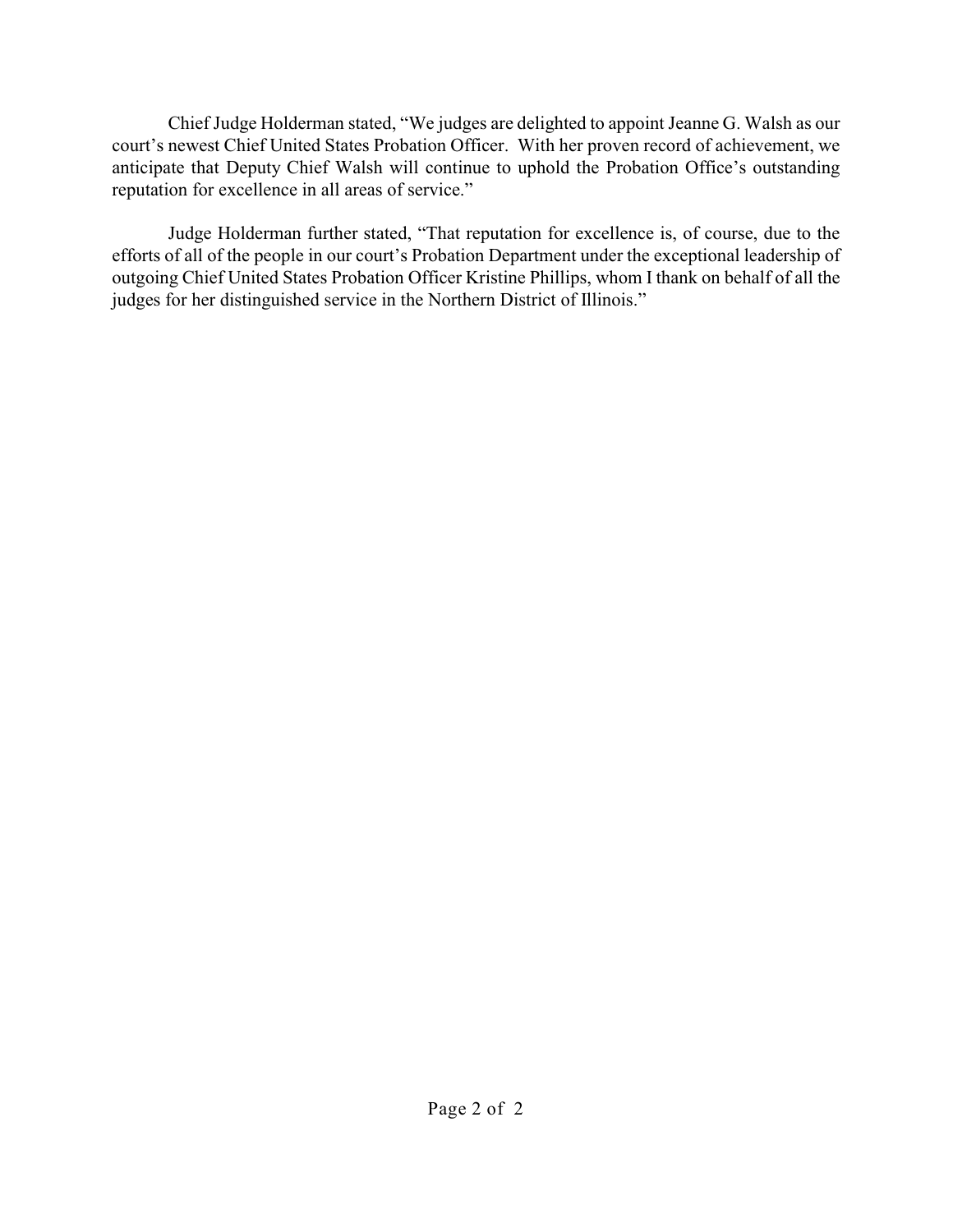Chief Judge Holderman stated, "We judges are delighted to appoint Jeanne G. Walsh as our court's newest Chief United States Probation Officer. With her proven record of achievement, we anticipate that Deputy Chief Walsh will continue to uphold the Probation Office's outstanding reputation for excellence in all areas of service."

Judge Holderman further stated, "That reputation for excellence is, of course, due to the efforts of all of the people in our court's Probation Department under the exceptional leadership of outgoing Chief United States Probation Officer Kristine Phillips, whom I thank on behalf of all the judges for her distinguished service in the Northern District of Illinois."